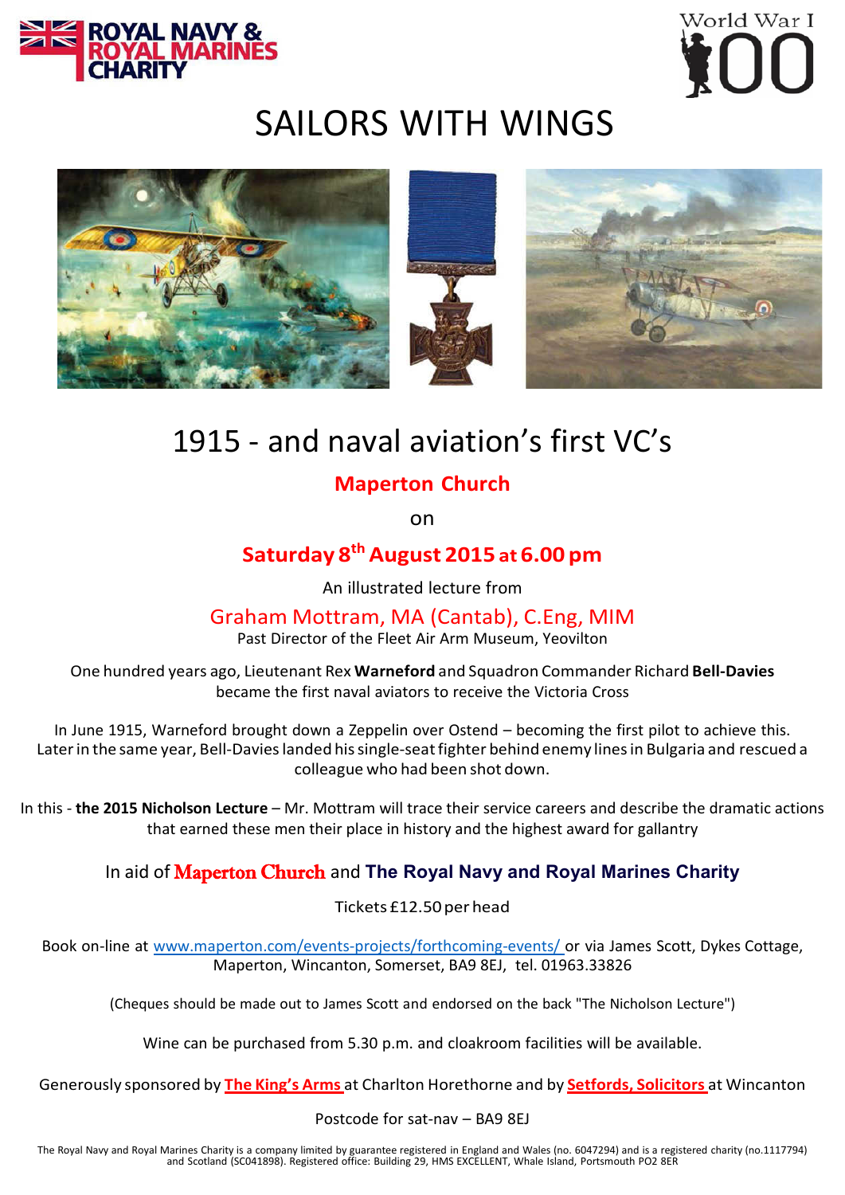ROYAL NAVY & ROYAL MARINES CHARITY

World War I 100

# SAILORS WITH WINGS

## 1915 - and naval aviation's first VC's

**Maperton Church**

on

**Saturday 8th August 2015 at 6.00 pm**

An illustrated lecture from

Graham Mottram, MA (Cantab), C.Eng, MIM

Past Director of the Fleet Air Arm Museum, Yeovilton

One hundred years ago, Lieutenant Rex **Warneford** and Squadron Commander Richard **Bell-Davies** became the first naval aviators to receive the Victoria Cross

In June 1915, Warneford brought down a Zeppelin over Ostend – becoming the first pilot to achieve this. Later in the same year, Bell-Davies landed his single-seat fighter behind enemy lines in Bulgaria and rescued a colleague who had been shot down.

In this - **the 2015 Nicholson Lecture** – Mr. Mottram will trace their service careers and describe the dramatic actions that earned these men their place in history and the highest award for gallantry

In aid of **Maperton Church** and **The Royal Navy and Royal Marines Charity**

Tickets £12.50 per head

Book on-line at www.maperton.com/events-projects/forthcoming-events/ or via James Scott, Dykes Cottage, Maperton, Wincanton, Somerset, BA9 8EJ, tel. 01963.33826

(Cheques should be made out to James Scott and endorsed on the back "The Nicholson Lecture")

Wine can be purchased from 5.30 p.m. and cloakroom facilities will be available.

Generously sponsored by **The King's Arms** at Charlton Horethorne and by **Setfords, Solicitors** at Wincanton

Postcode for sat-nav – BA9 8EJ

The Royal Navy and Royal Marines Charity is a company limited by guarantee registered in England and Wales (no. 6047294) and is a registered charity (no.1117794) and Scotland (SC041898). Registered office: Building 29, HMS EXCELLENT, Whale Island, Portsmouth PO2 8ER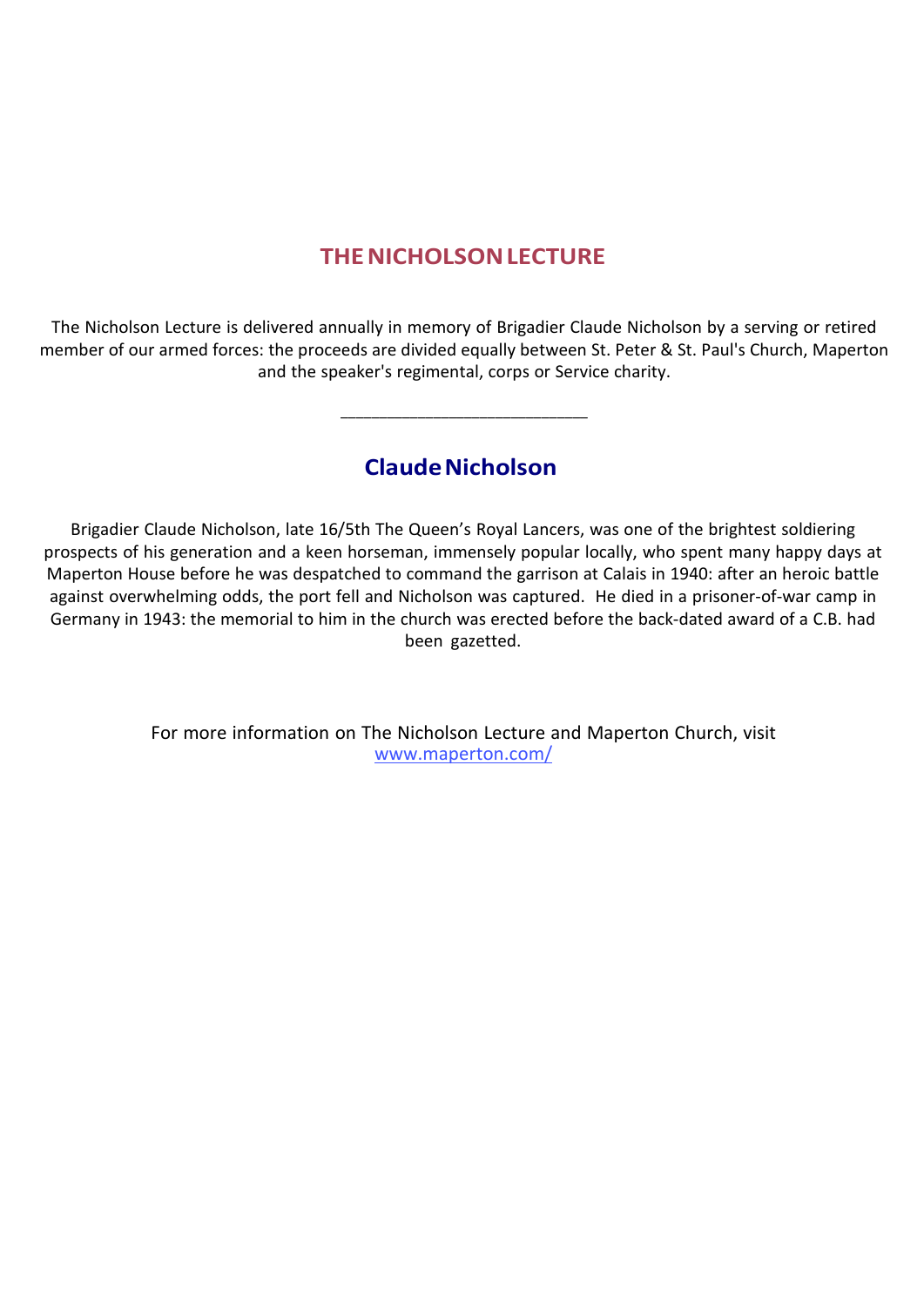# THE NICHOLSON LECTURE

The Nicholson Lecture is delivered annually in memory of Brigadier Claude Nicholson by a serving or retired member of our armed forces: the proceeds are divided equally between St. Peter & St. Paul's Church, Maperton and the speaker's regimental, corps or Service charity.

---

## Claude Nicholson

Brigadier Claude Nicholson, late 16/5th The Queen's Royal Lancers, was one of the brightest soldiering prospects of his generation and a keen horseman, immensely popular locally, who spent many happy days at Maperton House before he was despatched to command the garrison at Calais in 1940: after an heroic battle against overwhelming odds, the port fell and Nicholson was captured. He died in a prisoner-of-war camp in Germany in 1943: the memorial to him in the church was erected before the back-dated award of a C.B. had been gazetted.

For more information on The Nicholson Lecture and Maperton Church, visit [www.maperton.com/](http://www.maperton.com/)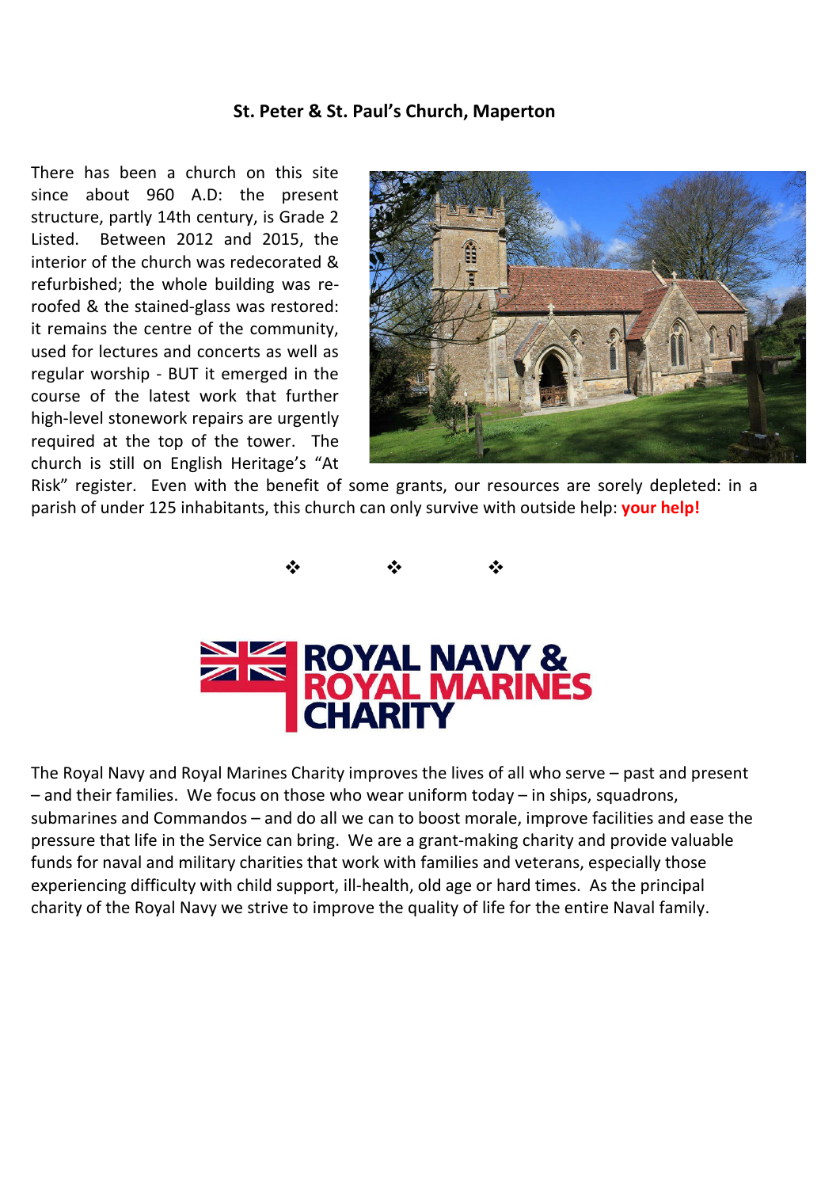**St. Peter & St. Paul's Church, Maperton**

There has been a church on this site since about 960 A.D: the present structure, partly 14th century, is Grade 2 Listed. Between 2012 and 2015, the interior of the church was redecorated & refurbished; the whole building was re-roofed & the stained-glass was restored: it remains the centre of the community, used for lectures and concerts as well as regular worship - BUT it emerged in the course of the latest work that further high-level stonework repairs are urgently required at the top of the tower. The church is still on English Heritage's "At Risk" register. Even with the benefit of some grants, our resources are sorely depleted: in a parish of under 125 inhabitants, this church can only survive with outside help: **your help!**

❖ ❖ ❖

**ROYAL NAVY & ROYAL MARINES CHARITY**

The Royal Navy and Royal Marines Charity improves the lives of all who serve – past and present – and their families. We focus on those who wear uniform today – in ships, squadrons, submarines and Commandos – and do all we can to boost morale, improve facilities and ease the pressure that life in the Service can bring. We are a grant-making charity and provide valuable funds for naval and military charities that work with families and veterans, especially those experiencing difficulty with child support, ill-health, old age or hard times. As the principal charity of the Royal Navy we strive to improve the quality of life for the entire Naval family.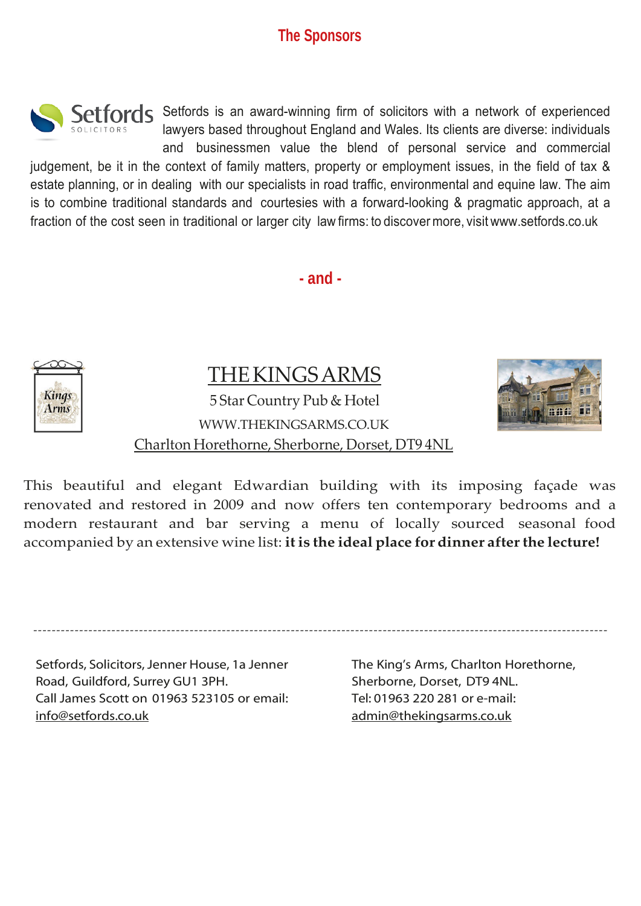## The Sponsors

Setfords SOLICITORS

Setfords is an award-winning firm of solicitors with a network of experienced lawyers based throughout England and Wales. Its clients are diverse: individuals and businessmen value the blend of personal service and commercial judgement, be it in the context of family matters, property or employment issues, in the field of tax & estate planning, or in dealing with our specialists in road traffic, environmental and equine law. The aim is to combine traditional standards and courtesies with a forward-looking & pragmatic approach, at a fraction of the cost seen in traditional or larger city law firms: to discover more, visit www.setfords.co.uk

**- and -**

Kings Arms

# THE KINGS ARMS

5 Star Country Pub & Hotel

WWW.THEKINGSARMS.CO.UK

Charlton Horethorne, Sherborne, Dorset, DT9 4NL

This beautiful and elegant Edwardian building with its imposing façade was renovated and restored in 2009 and now offers ten contemporary bedrooms and a modern restaurant and bar serving a menu of locally sourced seasonal food accompanied by an extensive wine list: **it is the ideal place for dinner after the lecture!**

---

Setfords, Solicitors, Jenner House, 1a Jenner Road, Guildford, Surrey GU1 3PH.
Call James Scott on 01963 523105 or email:
info@setfords.co.uk

The King's Arms, Charlton Horethorne, Sherborne, Dorset, DT9 4NL.
Tel: 01963 220 281 or e-mail:
admin@thekingsarms.co.uk